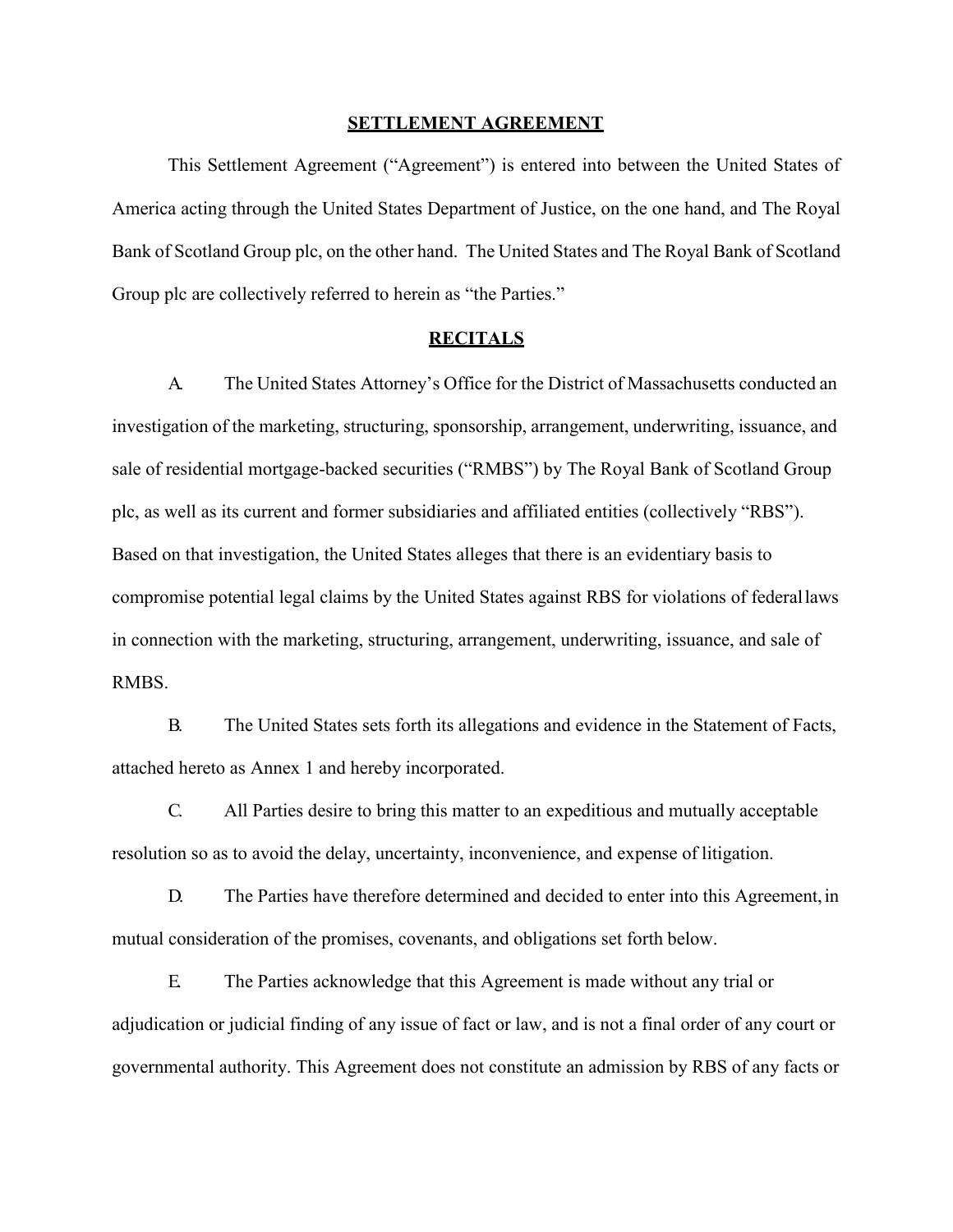**SETTLEMENT AGREEMENT**

This Settlement Agreement ("Agreement") is entered into between the United States of America acting through the United States Department of Justice, on the one hand, and The Royal Bank of Scotland Group plc, on the other hand. The United States and The Royal Bank of Scotland Group plc are collectively referred to herein as "the Parties."

**RECITALS**

A. The United States Attorney's Office for the District of Massachusetts conducted an investigation of the marketing, structuring, sponsorship, arrangement, underwriting, issuance, and sale of residential mortgage-backed securities ("RMBS") by The Royal Bank of Scotland Group plc, as well as its current and former subsidiaries and affiliated entities (collectively "RBS"). Based on that investigation, the United States alleges that there is an evidentiary basis to compromise potential legal claims by the United States against RBS for violations of federal laws in connection with the marketing, structuring, arrangement, underwriting, issuance, and sale of RMBS.

B. The United States sets forth its allegations and evidence in the Statement of Facts, attached hereto as Annex 1 and hereby incorporated.

C. All Parties desire to bring this matter to an expeditious and mutually acceptable resolution so as to avoid the delay, uncertainty, inconvenience, and expense of litigation.

D. The Parties have therefore determined and decided to enter into this Agreement, in mutual consideration of the promises, covenants, and obligations set forth below.

E. The Parties acknowledge that this Agreement is made without any trial or adjudication or judicial finding of any issue of fact or law, and is not a final order of any court or governmental authority. This Agreement does not constitute an admission by RBS of any facts or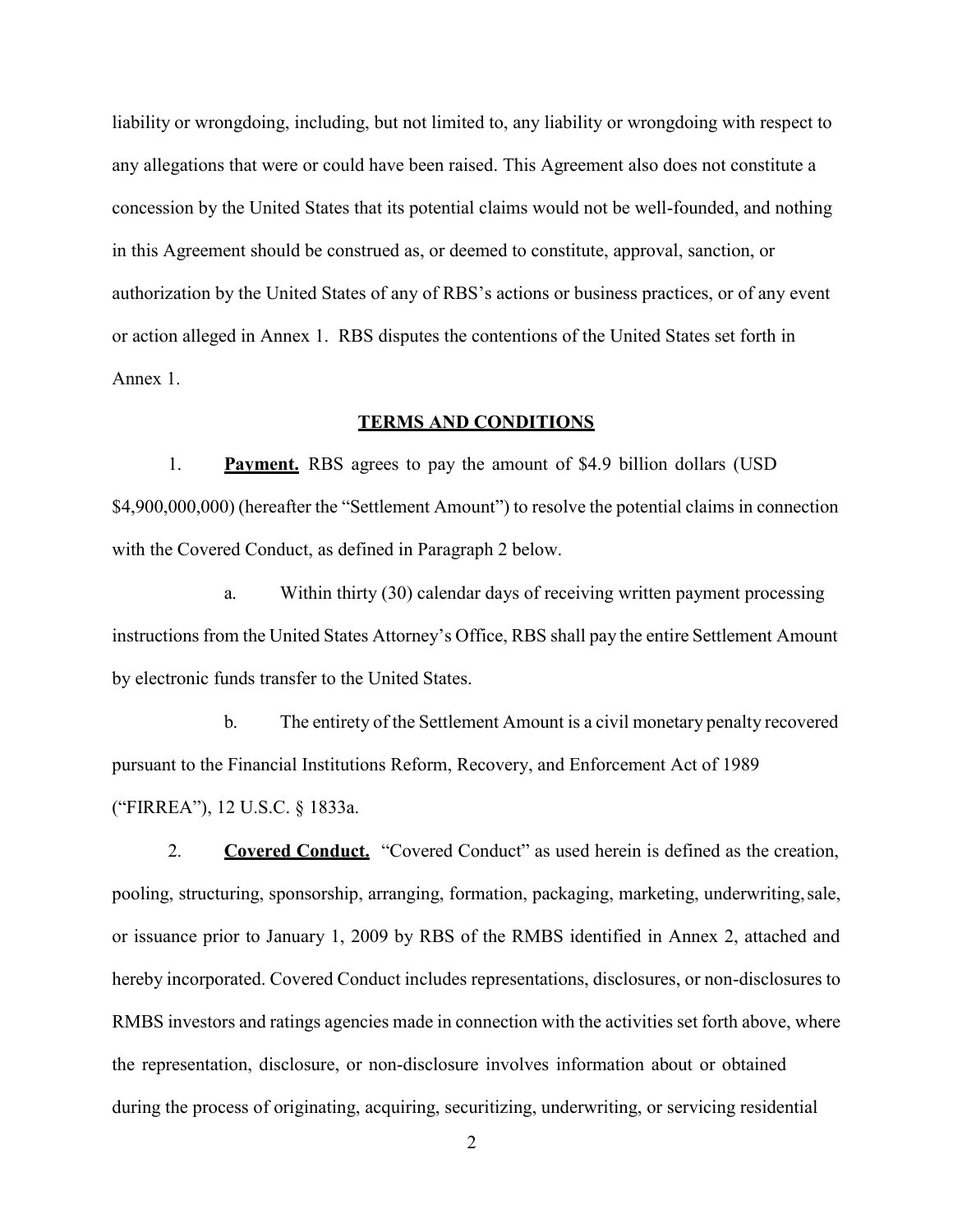liability or wrongdoing, including, but not limited to, any liability or wrongdoing with respect to any allegations that were or could have been raised. This Agreement also does not constitute a concession by the United States that its potential claims would not be well-founded, and nothing in this Agreement should be construed as, or deemed to constitute, approval, sanction, or authorization by the United States of any of RBS's actions or business practices, or of any event or action alleged in Annex 1. RBS disputes the contentions of the United States set forth in Annex 1.

## TERMS AND CONDITIONS

1. **Payment.** RBS agrees to pay the amount of $4.9 billion dollars (USD $4,900,000,000) (hereafter the "Settlement Amount") to resolve the potential claims in connection with the Covered Conduct, as defined in Paragraph 2 below.

   a. Within thirty (30) calendar days of receiving written payment processing instructions from the United States Attorney's Office, RBS shall pay the entire Settlement Amount by electronic funds transfer to the United States.

   b. The entirety of the Settlement Amount is a civil monetary penalty recovered pursuant to the Financial Institutions Reform, Recovery, and Enforcement Act of 1989 ("FIRREA"), 12 U.S.C. § 1833a.

2. **Covered Conduct.** "Covered Conduct" as used herein is defined as the creation, pooling, structuring, sponsorship, arranging, formation, packaging, marketing, underwriting, sale, or issuance prior to January 1, 2009 by RBS of the RMBS identified in Annex 2, attached and hereby incorporated. Covered Conduct includes representations, disclosures, or non-disclosures to RMBS investors and ratings agencies made in connection with the activities set forth above, where the representation, disclosure, or non-disclosure involves information about or obtained during the process of originating, acquiring, securitizing, underwriting, or servicing residential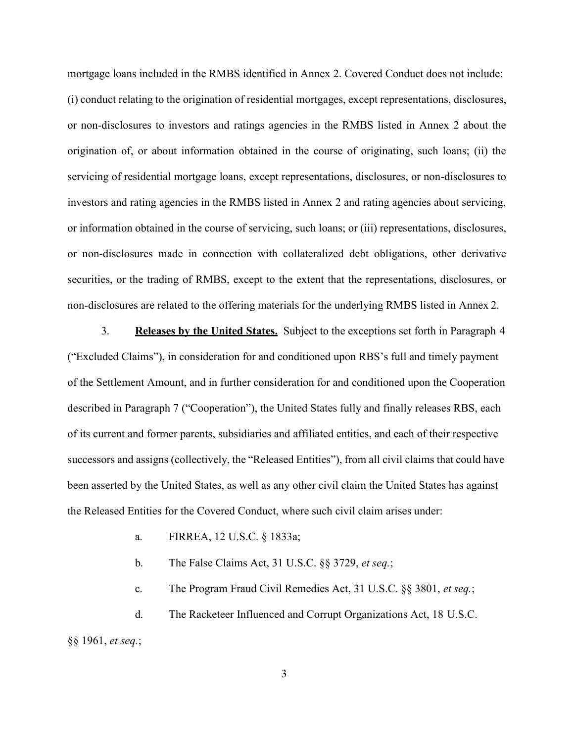mortgage loans included in the RMBS identified in Annex 2. Covered Conduct does not include: (i) conduct relating to the origination of residential mortgages, except representations, disclosures, or non-disclosures to investors and ratings agencies in the RMBS listed in Annex 2 about the origination of, or about information obtained in the course of originating, such loans; (ii) the servicing of residential mortgage loans, except representations, disclosures, or non-disclosures to investors and rating agencies in the RMBS listed in Annex 2 and rating agencies about servicing, or information obtained in the course of servicing, such loans; or (iii) representations, disclosures, or non-disclosures made in connection with collateralized debt obligations, other derivative securities, or the trading of RMBS, except to the extent that the representations, disclosures, or non-disclosures are related to the offering materials for the underlying RMBS listed in Annex 2.

3. **Releases by the United States.** Subject to the exceptions set forth in Paragraph 4 ("Excluded Claims"), in consideration for and conditioned upon RBS's full and timely payment of the Settlement Amount, and in further consideration for and conditioned upon the Cooperation described in Paragraph 7 ("Cooperation"), the United States fully and finally releases RBS, each of its current and former parents, subsidiaries and affiliated entities, and each of their respective successors and assigns (collectively, the "Released Entities"), from all civil claims that could have been asserted by the United States, as well as any other civil claim the United States has against the Released Entities for the Covered Conduct, where such civil claim arises under:

a. FIRREA, 12 U.S.C. § 1833a;

b. The False Claims Act, 31 U.S.C. §§ 3729, *et seq.*;

c. The Program Fraud Civil Remedies Act, 31 U.S.C. §§ 3801, *et seq.*;

d. The Racketeer Influenced and Corrupt Organizations Act, 18 U.S.C. §§ 1961, *et seq.*;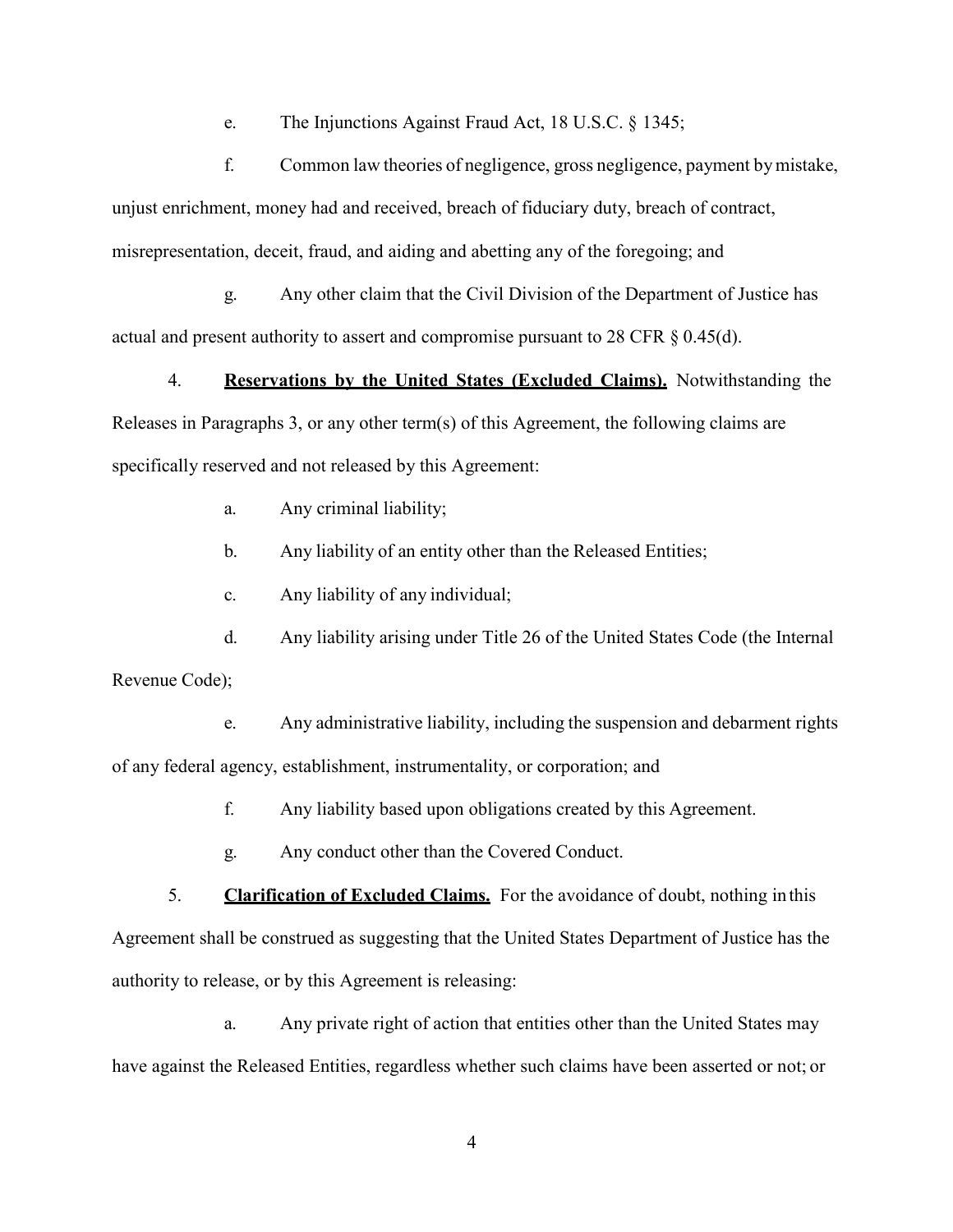e. The Injunctions Against Fraud Act, 18 U.S.C. § 1345;

f. Common law theories of negligence, gross negligence, payment by mistake, unjust enrichment, money had and received, breach of fiduciary duty, breach of contract, misrepresentation, deceit, fraud, and aiding and abetting any of the foregoing; and

g. Any other claim that the Civil Division of the Department of Justice has actual and present authority to assert and compromise pursuant to 28 CFR § 0.45(d).

4. **Reservations by the United States (Excluded Claims).** Notwithstanding the Releases in Paragraphs 3, or any other term(s) of this Agreement, the following claims are specifically reserved and not released by this Agreement:

a. Any criminal liability;

b. Any liability of an entity other than the Released Entities;

c. Any liability of any individual;

d. Any liability arising under Title 26 of the United States Code (the Internal Revenue Code);

e. Any administrative liability, including the suspension and debarment rights of any federal agency, establishment, instrumentality, or corporation; and

f. Any liability based upon obligations created by this Agreement.

g. Any conduct other than the Covered Conduct.

5. **Clarification of Excluded Claims.** For the avoidance of doubt, nothing in this Agreement shall be construed as suggesting that the United States Department of Justice has the authority to release, or by this Agreement is releasing:

a. Any private right of action that entities other than the United States may have against the Released Entities, regardless whether such claims have been asserted or not; or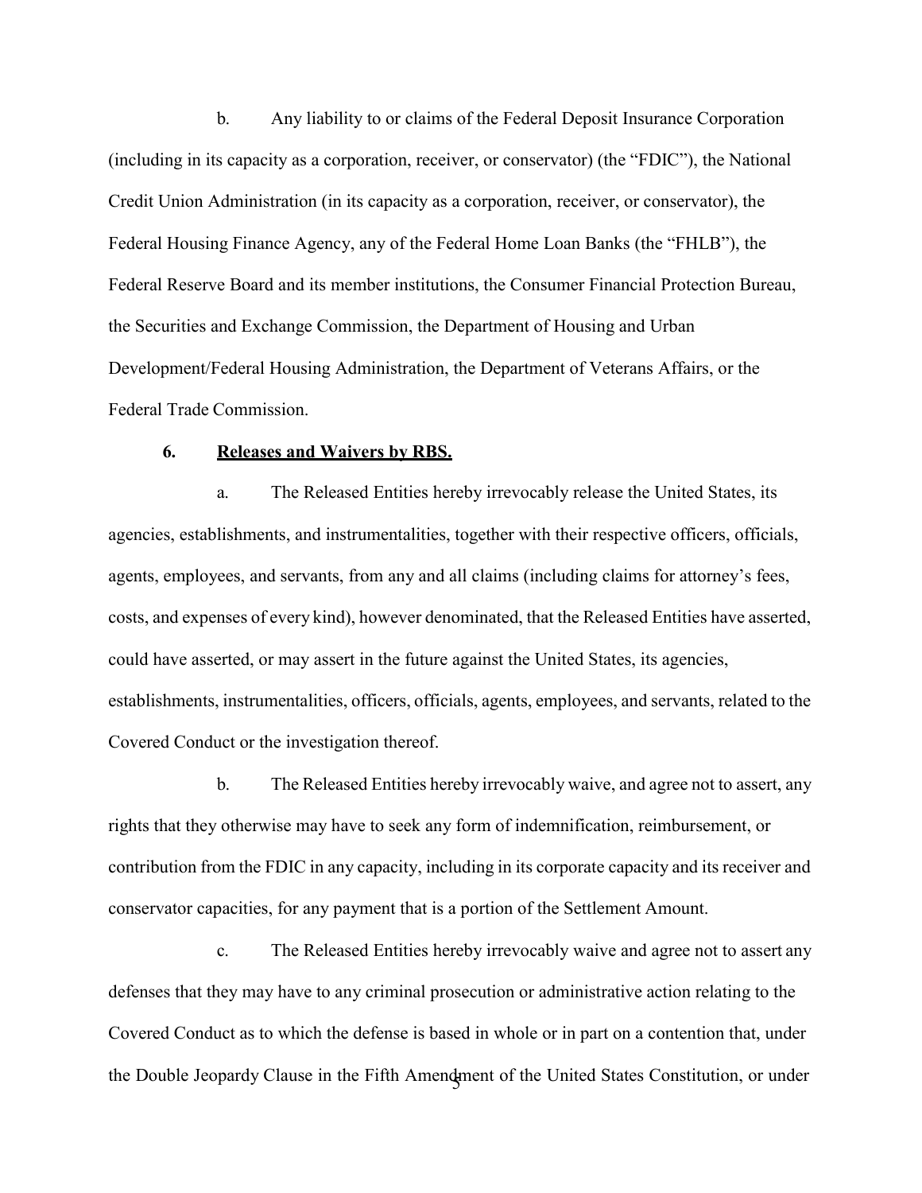b. Any liability to or claims of the Federal Deposit Insurance Corporation (including in its capacity as a corporation, receiver, or conservator) (the "FDIC"), the National Credit Union Administration (in its capacity as a corporation, receiver, or conservator), the Federal Housing Finance Agency, any of the Federal Home Loan Banks (the "FHLB"), the Federal Reserve Board and its member institutions, the Consumer Financial Protection Bureau, the Securities and Exchange Commission, the Department of Housing and Urban Development/Federal Housing Administration, the Department of Veterans Affairs, or the Federal Trade Commission.

**6. <u>Releases and Waivers by RBS.</u>**

a. The Released Entities hereby irrevocably release the United States, its agencies, establishments, and instrumentalities, together with their respective officers, officials, agents, employees, and servants, from any and all claims (including claims for attorney's fees, costs, and expenses of every kind), however denominated, that the Released Entities have asserted, could have asserted, or may assert in the future against the United States, its agencies, establishments, instrumentalities, officers, officials, agents, employees, and servants, related to the Covered Conduct or the investigation thereof.

b. The Released Entities hereby irrevocably waive, and agree not to assert, any rights that they otherwise may have to seek any form of indemnification, reimbursement, or contribution from the FDIC in any capacity, including in its corporate capacity and its receiver and conservator capacities, for any payment that is a portion of the Settlement Amount.

c. The Released Entities hereby irrevocably waive and agree not to assert any defenses that they may have to any criminal prosecution or administrative action relating to the Covered Conduct as to which the defense is based in whole or in part on a contention that, under the Double Jeopardy Clause in the Fifth Amendment of the United States Constitution, or under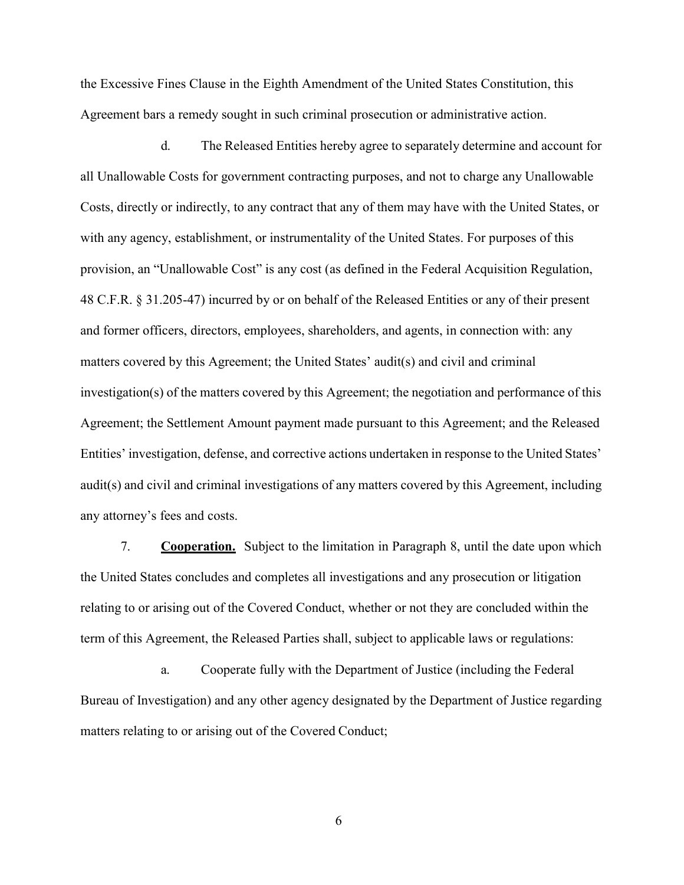the Excessive Fines Clause in the Eighth Amendment of the United States Constitution, this Agreement bars a remedy sought in such criminal prosecution or administrative action.

d. The Released Entities hereby agree to separately determine and account for all Unallowable Costs for government contracting purposes, and not to charge any Unallowable Costs, directly or indirectly, to any contract that any of them may have with the United States, or with any agency, establishment, or instrumentality of the United States. For purposes of this provision, an "Unallowable Cost" is any cost (as defined in the Federal Acquisition Regulation, 48 C.F.R. § 31.205-47) incurred by or on behalf of the Released Entities or any of their present and former officers, directors, employees, shareholders, and agents, in connection with: any matters covered by this Agreement; the United States' audit(s) and civil and criminal investigation(s) of the matters covered by this Agreement; the negotiation and performance of this Agreement; the Settlement Amount payment made pursuant to this Agreement; and the Released Entities' investigation, defense, and corrective actions undertaken in response to the United States' audit(s) and civil and criminal investigations of any matters covered by this Agreement, including any attorney's fees and costs.

7. **Cooperation.** Subject to the limitation in Paragraph 8, until the date upon which the United States concludes and completes all investigations and any prosecution or litigation relating to or arising out of the Covered Conduct, whether or not they are concluded within the term of this Agreement, the Released Parties shall, subject to applicable laws or regulations:

a. Cooperate fully with the Department of Justice (including the Federal Bureau of Investigation) and any other agency designated by the Department of Justice regarding matters relating to or arising out of the Covered Conduct;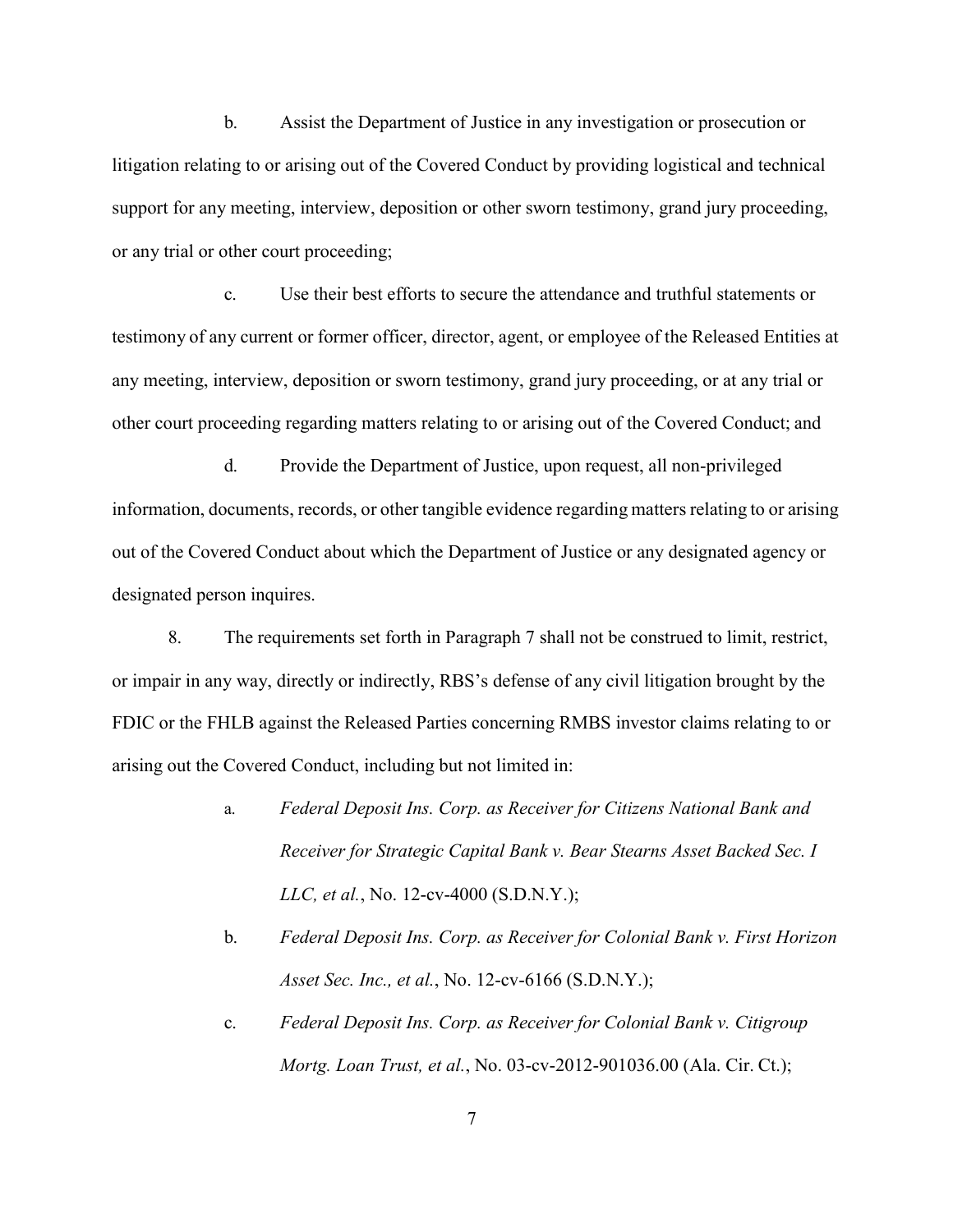b. Assist the Department of Justice in any investigation or prosecution or litigation relating to or arising out of the Covered Conduct by providing logistical and technical support for any meeting, interview, deposition or other sworn testimony, grand jury proceeding, or any trial or other court proceeding;

c. Use their best efforts to secure the attendance and truthful statements or testimony of any current or former officer, director, agent, or employee of the Released Entities at any meeting, interview, deposition or sworn testimony, grand jury proceeding, or at any trial or other court proceeding regarding matters relating to or arising out of the Covered Conduct; and

d. Provide the Department of Justice, upon request, all non-privileged information, documents, records, or other tangible evidence regarding matters relating to or arising out of the Covered Conduct about which the Department of Justice or any designated agency or designated person inquires.

8. The requirements set forth in Paragraph 7 shall not be construed to limit, restrict, or impair in any way, directly or indirectly, RBS's defense of any civil litigation brought by the FDIC or the FHLB against the Released Parties concerning RMBS investor claims relating to or arising out the Covered Conduct, including but not limited in:

a. *Federal Deposit Ins. Corp. as Receiver for Citizens National Bank and Receiver for Strategic Capital Bank v. Bear Stearns Asset Backed Sec. I LLC, et al.*, No. 12-cv-4000 (S.D.N.Y.);

b. *Federal Deposit Ins. Corp. as Receiver for Colonial Bank v. First Horizon Asset Sec. Inc., et al.*, No. 12-cv-6166 (S.D.N.Y.);

c. *Federal Deposit Ins. Corp. as Receiver for Colonial Bank v. Citigroup Mortg. Loan Trust, et al.*, No. 03-cv-2012-901036.00 (Ala. Cir. Ct.);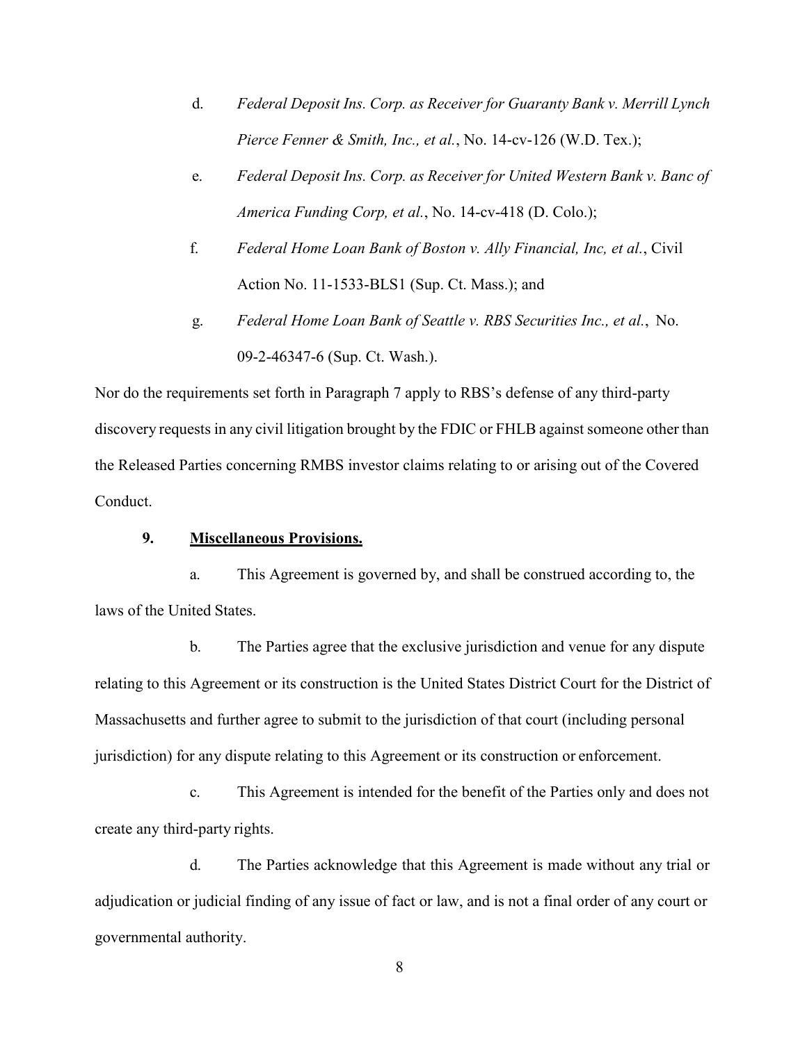d. *Federal Deposit Ins. Corp. as Receiver for Guaranty Bank v. Merrill Lynch Pierce Fenner & Smith, Inc., et al.*, No. 14-cv-126 (W.D. Tex.);

e. *Federal Deposit Ins. Corp. as Receiver for United Western Bank v. Banc of America Funding Corp, et al.*, No. 14-cv-418 (D. Colo.);

f. *Federal Home Loan Bank of Boston v. Ally Financial, Inc, et al.*, Civil Action No. 11-1533-BLS1 (Sup. Ct. Mass.); and

g. *Federal Home Loan Bank of Seattle v. RBS Securities Inc., et al.*, No. 09-2-46347-6 (Sup. Ct. Wash.).

Nor do the requirements set forth in Paragraph 7 apply to RBS's defense of any third-party discovery requests in any civil litigation brought by the FDIC or FHLB against someone other than the Released Parties concerning RMBS investor claims relating to or arising out of the Covered Conduct.

**9. <u>Miscellaneous Provisions.</u>**

a. This Agreement is governed by, and shall be construed according to, the laws of the United States.

b. The Parties agree that the exclusive jurisdiction and venue for any dispute relating to this Agreement or its construction is the United States District Court for the District of Massachusetts and further agree to submit to the jurisdiction of that court (including personal jurisdiction) for any dispute relating to this Agreement or its construction or enforcement.

c. This Agreement is intended for the benefit of the Parties only and does not create any third-party rights.

d. The Parties acknowledge that this Agreement is made without any trial or adjudication or judicial finding of any issue of fact or law, and is not a final order of any court or governmental authority.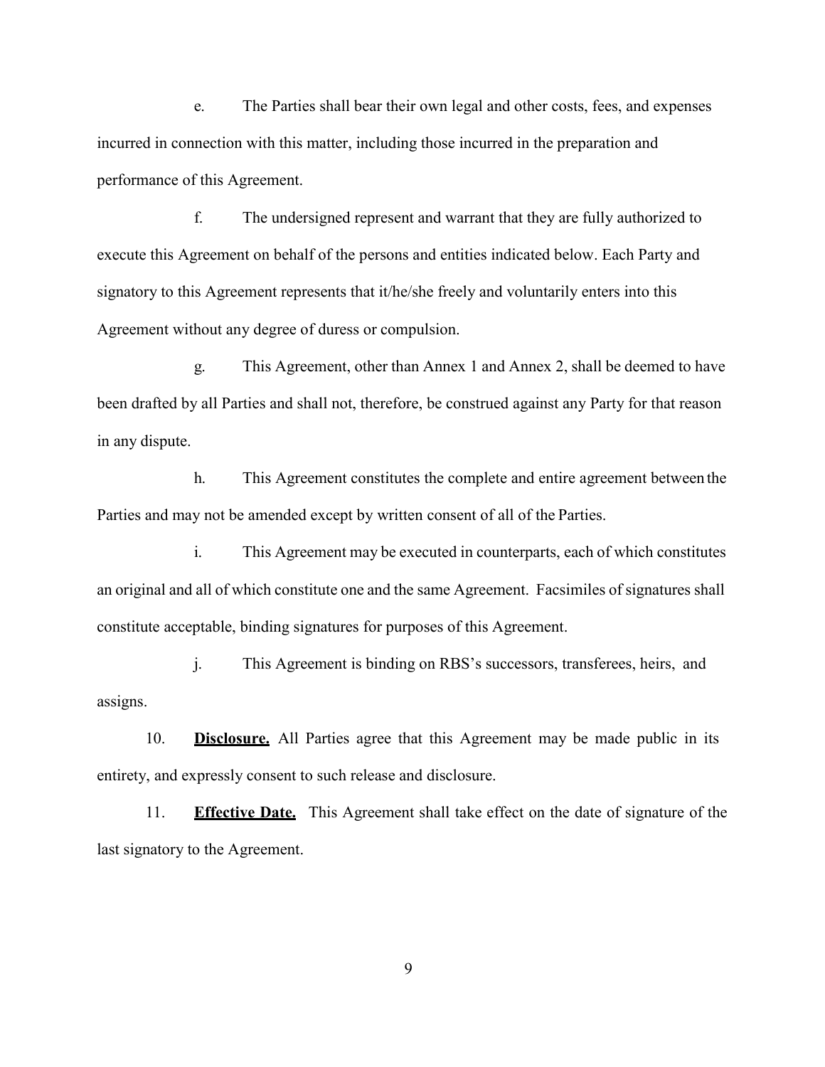e. The Parties shall bear their own legal and other costs, fees, and expenses incurred in connection with this matter, including those incurred in the preparation and performance of this Agreement.

f. The undersigned represent and warrant that they are fully authorized to execute this Agreement on behalf of the persons and entities indicated below. Each Party and signatory to this Agreement represents that it/he/she freely and voluntarily enters into this Agreement without any degree of duress or compulsion.

g. This Agreement, other than Annex 1 and Annex 2, shall be deemed to have been drafted by all Parties and shall not, therefore, be construed against any Party for that reason in any dispute.

h. This Agreement constitutes the complete and entire agreement between the Parties and may not be amended except by written consent of all of the Parties.

i. This Agreement may be executed in counterparts, each of which constitutes an original and all of which constitute one and the same Agreement. Facsimiles of signatures shall constitute acceptable, binding signatures for purposes of this Agreement.

j. This Agreement is binding on RBS's successors, transferees, heirs, and assigns.

10. **<u>Disclosure.</u>** All Parties agree that this Agreement may be made public in its entirety, and expressly consent to such release and disclosure.

11. **<u>Effective Date.</u>** This Agreement shall take effect on the date of signature of the last signatory to the Agreement.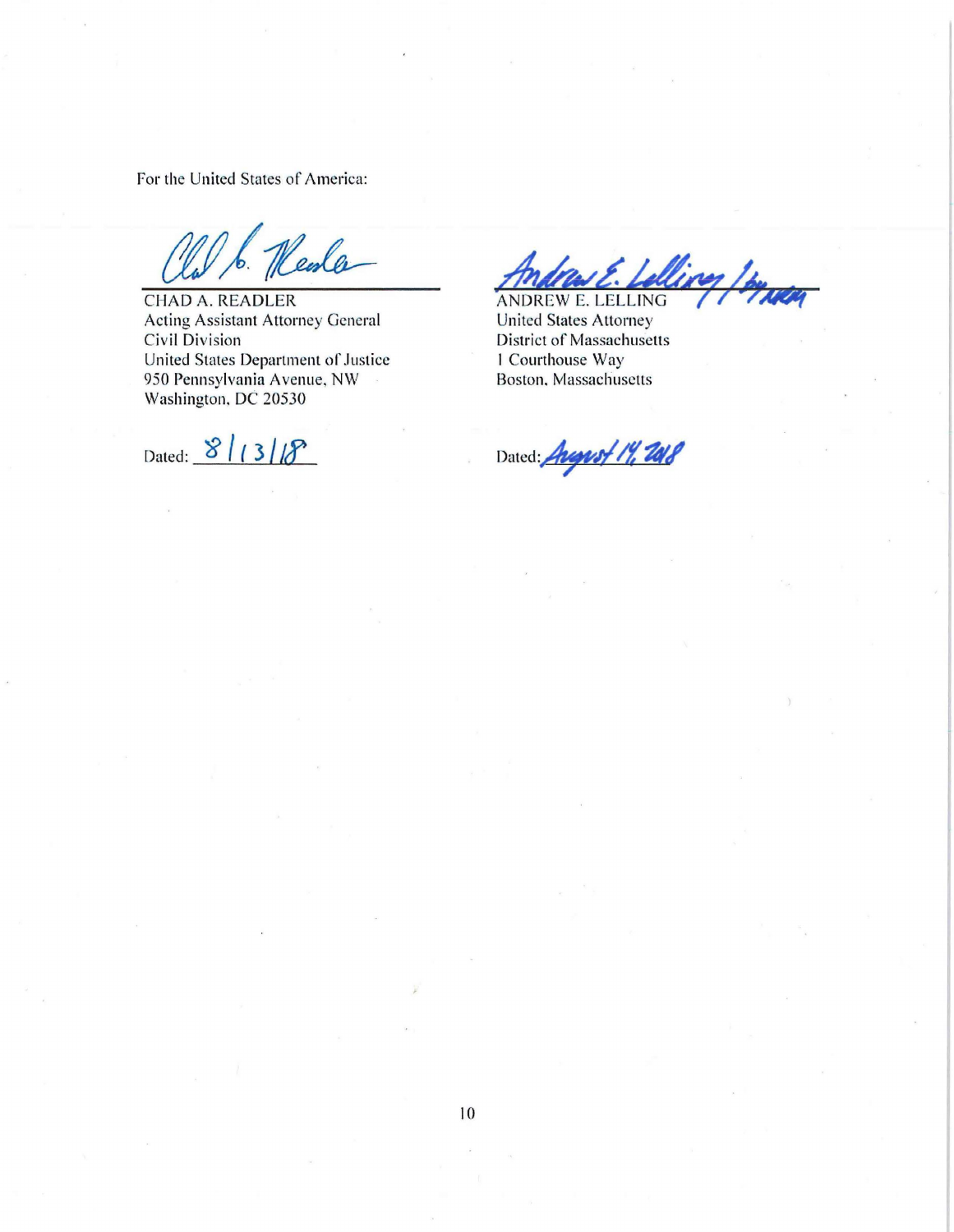For the United States of America:

CHAD A. READLER
Acting Assistant Attorney General
Civil Division
United States Department of Justice
950 Pennsylvania Avenue, NW
Washington, DC 20530

Dated: 8/13/18

ANDREW E. LELLING
United States Attorney
District of Massachusetts
1 Courthouse Way
Boston, Massachusetts

Dated: August 14, 2018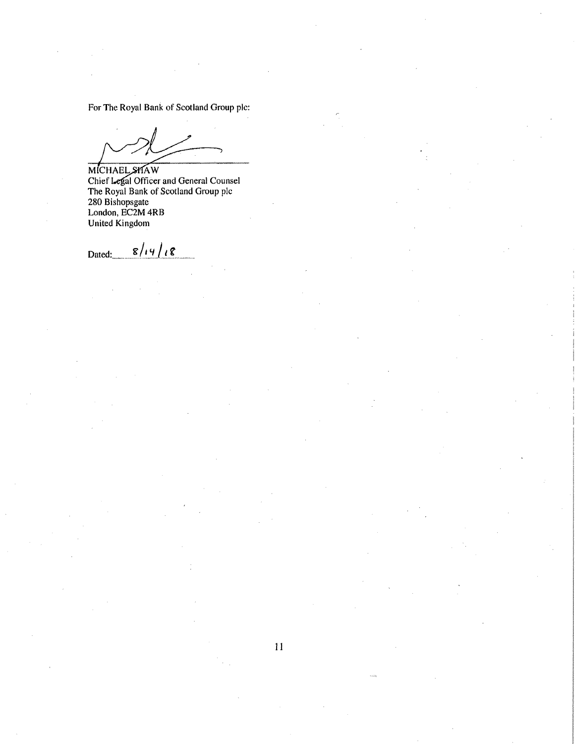For The Royal Bank of Scotland Group plc:

MICHAEL SHAW
Chief Legal Officer and General Counsel
The Royal Bank of Scotland Group plc
280 Bishopsgate
London, EC2M 4RB
United Kingdom

Dated: 8/14/18